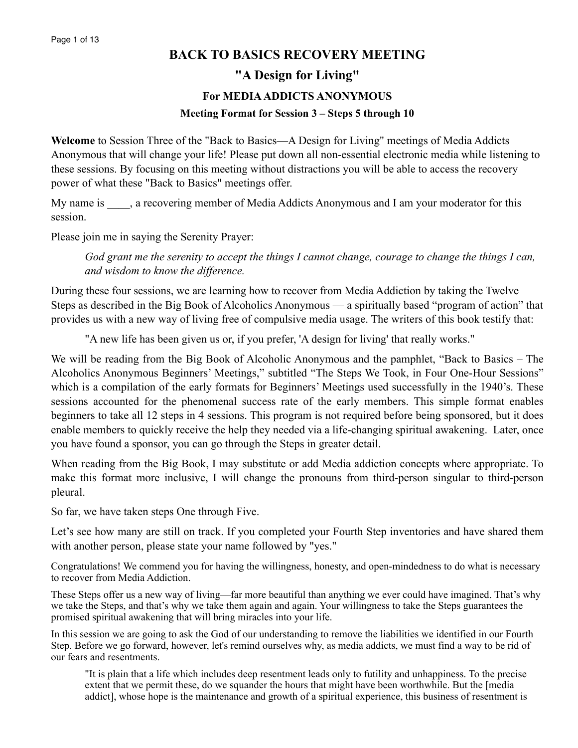# BACK TO BASICS RECOVERY MEETING

## "A Design for Living"

### For MEDIA ADDICTS ANONYMOUS

#### Meeting Format for Session 3 – Steps 5 through 10

**Welcome** to Session Three of the "Back to Basics—A Design for Living" meetings of Media Addicts Anonymous that will change your life! Please put down all non-essential electronic media while listening to these sessions. By focusing on this meeting without distractions you will be able to access the recovery power of what these "Back to Basics" meetings offer.

My name is ____, a recovering member of Media Addicts Anonymous and I am your moderator for this session.

Please join me in saying the Serenity Prayer:

> *God grant me the serenity to accept the things I cannot change, courage to change the things I can, and wisdom to know the difference.*

During these four sessions, we are learning how to recover from Media Addiction by taking the Twelve Steps as described in the Big Book of Alcoholics Anonymous — a spiritually based "program of action" that provides us with a new way of living free of compulsive media usage. The writers of this book testify that:

> "A new life has been given us or, if you prefer, 'A design for living' that really works."

We will be reading from the Big Book of Alcoholic Anonymous and the pamphlet, "Back to Basics – The Alcoholics Anonymous Beginners' Meetings," subtitled "The Steps We Took, in Four One-Hour Sessions" which is a compilation of the early formats for Beginners' Meetings used successfully in the 1940's. These sessions accounted for the phenomenal success rate of the early members. This simple format enables beginners to take all 12 steps in 4 sessions. This program is not required before being sponsored, but it does enable members to quickly receive the help they needed via a life-changing spiritual awakening. Later, once you have found a sponsor, you can go through the Steps in greater detail.

When reading from the Big Book, I may substitute or add Media addiction concepts where appropriate. To make this format more inclusive, I will change the pronouns from third-person singular to third-person pleural.

So far, we have taken steps One through Five.

Let's see how many are still on track. If you completed your Fourth Step inventories and have shared them with another person, please state your name followed by "yes."

Congratulations! We commend you for having the willingness, honesty, and open-mindedness to do what is necessary to recover from Media Addiction.

These Steps offer us a new way of living—far more beautiful than anything we ever could have imagined. That's why we take the Steps, and that's why we take them again and again. Your willingness to take the Steps guarantees the promised spiritual awakening that will bring miracles into your life.

In this session we are going to ask the God of our understanding to remove the liabilities we identified in our Fourth Step. Before we go forward, however, let's remind ourselves why, as media addicts, we must find a way to be rid of our fears and resentments.

> "It is plain that a life which includes deep resentment leads only to futility and unhappiness. To the precise extent that we permit these, do we squander the hours that might have been worthwhile. But the [media addict], whose hope is the maintenance and growth of a spiritual experience, this business of resentment is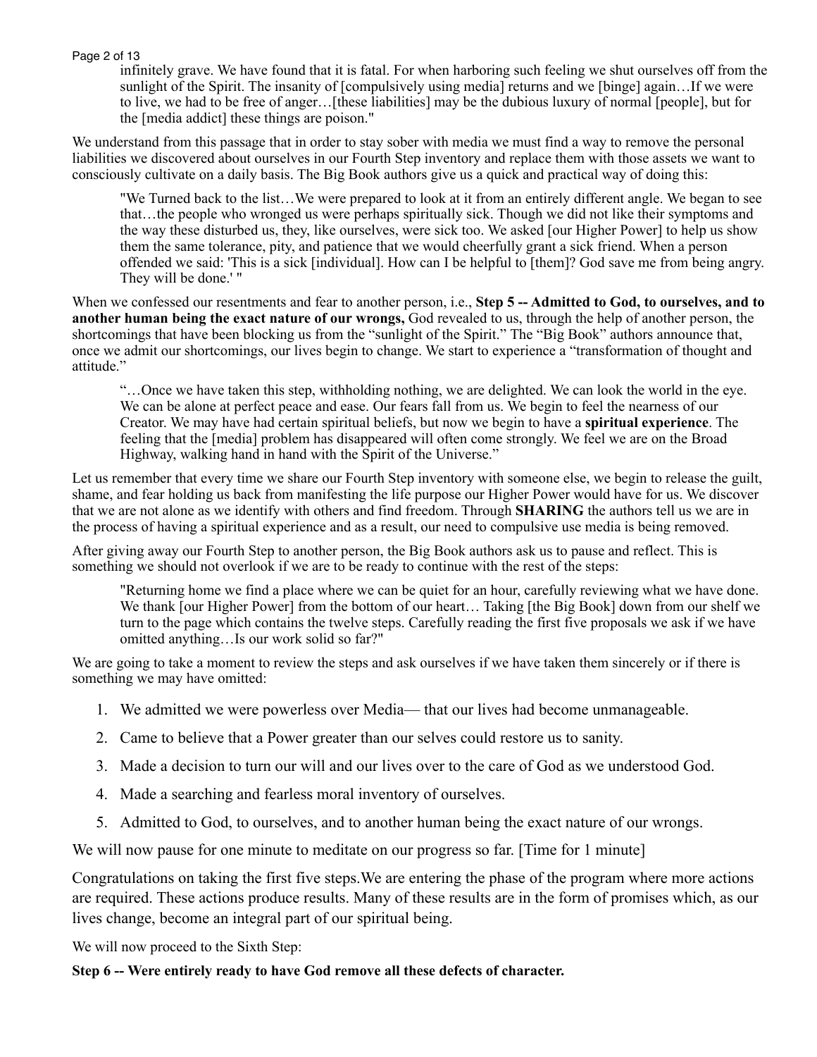infinitely grave. We have found that it is fatal. For when harboring such feeling we shut ourselves off from the sunlight of the Spirit. The insanity of [compulsively using media] returns and we [binge] again…If we were to live, we had to be free of anger…[these liabilities] may be the dubious luxury of normal [people], but for the [media addict] these things are poison."

We understand from this passage that in order to stay sober with media we must find a way to remove the personal liabilities we discovered about ourselves in our Fourth Step inventory and replace them with those assets we want to consciously cultivate on a daily basis. The Big Book authors give us a quick and practical way of doing this:

> "We Turned back to the list…We were prepared to look at it from an entirely different angle. We began to see that…the people who wronged us were perhaps spiritually sick. Though we did not like their symptoms and the way these disturbed us, they, like ourselves, were sick too. We asked [our Higher Power] to help us show them the same tolerance, pity, and patience that we would cheerfully grant a sick friend. When a person offended we said: 'This is a sick [individual]. How can I be helpful to [them]? God save me from being angry. They will be done.' "

When we confessed our resentments and fear to another person, i.e., **Step 5 -- Admitted to God, to ourselves, and to another human being the exact nature of our wrongs,** God revealed to us, through the help of another person, the shortcomings that have been blocking us from the "sunlight of the Spirit." The "Big Book" authors announce that, once we admit our shortcomings, our lives begin to change. We start to experience a "transformation of thought and attitude."

> "…Once we have taken this step, withholding nothing, we are delighted. We can look the world in the eye. We can be alone at perfect peace and ease. Our fears fall from us. We begin to feel the nearness of our Creator. We may have had certain spiritual beliefs, but now we begin to have a **spiritual experience**. The feeling that the [media] problem has disappeared will often come strongly. We feel we are on the Broad Highway, walking hand in hand with the Spirit of the Universe."

Let us remember that every time we share our Fourth Step inventory with someone else, we begin to release the guilt, shame, and fear holding us back from manifesting the life purpose our Higher Power would have for us. We discover that we are not alone as we identify with others and find freedom. Through **SHARING** the authors tell us we are in the process of having a spiritual experience and as a result, our need to compulsive use media is being removed.

After giving away our Fourth Step to another person, the Big Book authors ask us to pause and reflect. This is something we should not overlook if we are to be ready to continue with the rest of the steps:

> "Returning home we find a place where we can be quiet for an hour, carefully reviewing what we have done. We thank [our Higher Power] from the bottom of our heart… Taking [the Big Book] down from our shelf we turn to the page which contains the twelve steps. Carefully reading the first five proposals we ask if we have omitted anything…Is our work solid so far?"

We are going to take a moment to review the steps and ask ourselves if we have taken them sincerely or if there is something we may have omitted:

1. We admitted we were powerless over Media— that our lives had become unmanageable.
2. Came to believe that a Power greater than our selves could restore us to sanity.
3. Made a decision to turn our will and our lives over to the care of God as we understood God.
4. Made a searching and fearless moral inventory of ourselves.
5. Admitted to God, to ourselves, and to another human being the exact nature of our wrongs.

We will now pause for one minute to meditate on our progress so far. [Time for 1 minute]

Congratulations on taking the first five steps.We are entering the phase of the program where more actions are required. These actions produce results. Many of these results are in the form of promises which, as our lives change, become an integral part of our spiritual being.

We will now proceed to the Sixth Step:

**Step 6 -- Were entirely ready to have God remove all these defects of character.**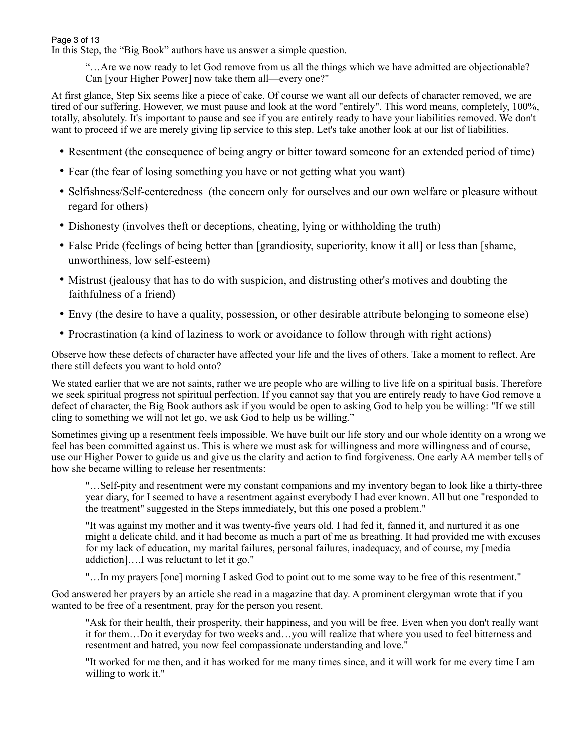In this Step, the “Big Book” authors have us answer a simple question.

> “…Are we now ready to let God remove from us all the things which we have admitted are objectionable? Can [your Higher Power] now take them all—every one?"

At first glance, Step Six seems like a piece of cake. Of course we want all our defects of character removed, we are tired of our suffering. However, we must pause and look at the word "entirely". This word means, completely, 100%, totally, absolutely. It's important to pause and see if you are entirely ready to have your liabilities removed. We don't want to proceed if we are merely giving lip service to this step. Let's take another look at our list of liabilities.

- Resentment (the consequence of being angry or bitter toward someone for an extended period of time)
- Fear (the fear of losing something you have or not getting what you want)
- Selfishness/Self-centeredness (the concern only for ourselves and our own welfare or pleasure without regard for others)
- Dishonesty (involves theft or deceptions, cheating, lying or withholding the truth)
- False Pride (feelings of being better than [grandiosity, superiority, know it all] or less than [shame, unworthiness, low self-esteem)
- Mistrust (jealousy that has to do with suspicion, and distrusting other's motives and doubting the faithfulness of a friend)
- Envy (the desire to have a quality, possession, or other desirable attribute belonging to someone else)
- Procrastination (a kind of laziness to work or avoidance to follow through with right actions)

Observe how these defects of character have affected your life and the lives of others. Take a moment to reflect. Are there still defects you want to hold onto?

We stated earlier that we are not saints, rather we are people who are willing to live life on a spiritual basis. Therefore we seek spiritual progress not spiritual perfection. If you cannot say that you are entirely ready to have God remove a defect of character, the Big Book authors ask if you would be open to asking God to help you be willing: "If we still cling to something we will not let go, we ask God to help us be willing.”

Sometimes giving up a resentment feels impossible. We have built our life story and our whole identity on a wrong we feel has been committed against us. This is where we must ask for willingness and more willingness and of course, use our Higher Power to guide us and give us the clarity and action to find forgiveness. One early AA member tells of how she became willing to release her resentments:

> "…Self-pity and resentment were my constant companions and my inventory began to look like a thirty-three year diary, for I seemed to have a resentment against everybody I had ever known. All but one "responded to the treatment" suggested in the Steps immediately, but this one posed a problem."
>
> "It was against my mother and it was twenty-five years old. I had fed it, fanned it, and nurtured it as one might a delicate child, and it had become as much a part of me as breathing. It had provided me with excuses for my lack of education, my marital failures, personal failures, inadequacy, and of course, my [media addiction]….I was reluctant to let it go."
>
> "…In my prayers [one] morning I asked God to point out to me some way to be free of this resentment."

God answered her prayers by an article she read in a magazine that day. A prominent clergyman wrote that if you wanted to be free of a resentment, pray for the person you resent.

> "Ask for their health, their prosperity, their happiness, and you will be free. Even when you don't really want it for them…Do it everyday for two weeks and…you will realize that where you used to feel bitterness and resentment and hatred, you now feel compassionate understanding and love."
>
> "It worked for me then, and it has worked for me many times since, and it will work for me every time I am willing to work it."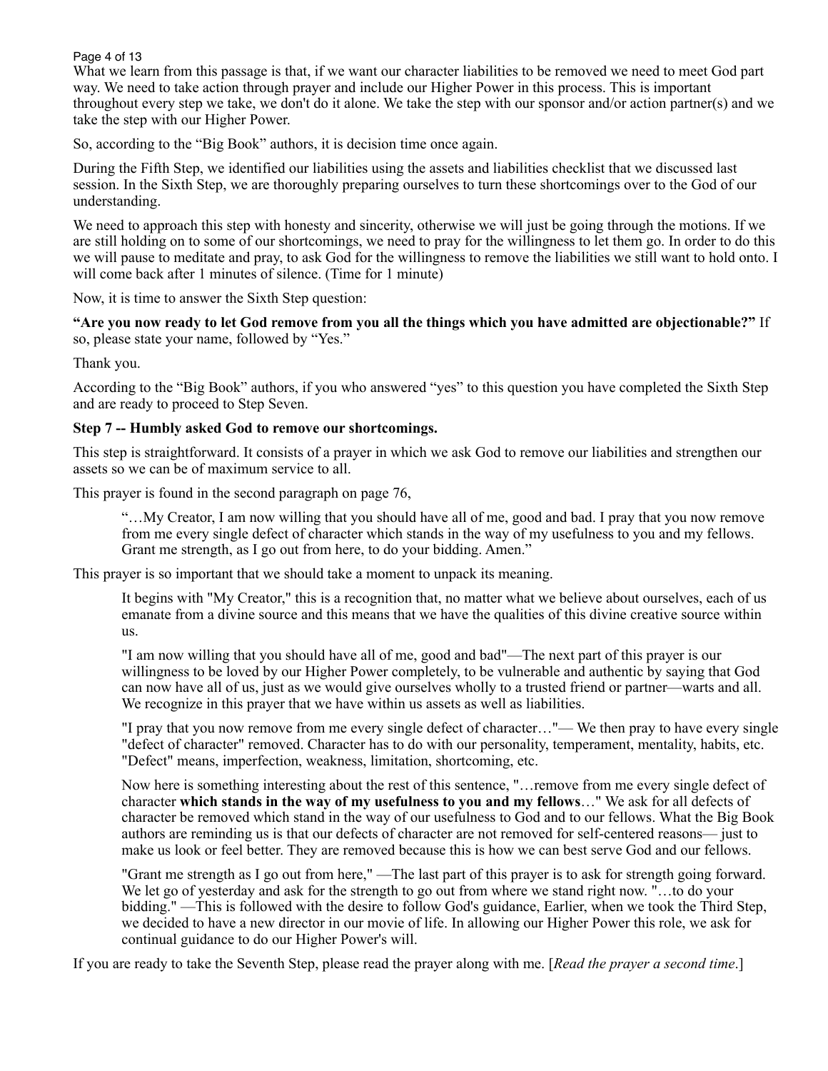What we learn from this passage is that, if we want our character liabilities to be removed we need to meet God part way. We need to take action through prayer and include our Higher Power in this process. This is important throughout every step we take, we don't do it alone. We take the step with our sponsor and/or action partner(s) and we take the step with our Higher Power.

So, according to the "Big Book" authors, it is decision time once again.

During the Fifth Step, we identified our liabilities using the assets and liabilities checklist that we discussed last session. In the Sixth Step, we are thoroughly preparing ourselves to turn these shortcomings over to the God of our understanding.

We need to approach this step with honesty and sincerity, otherwise we will just be going through the motions. If we are still holding on to some of our shortcomings, we need to pray for the willingness to let them go. In order to do this we will pause to meditate and pray, to ask God for the willingness to remove the liabilities we still want to hold onto. I will come back after 1 minutes of silence. (Time for 1 minute)

Now, it is time to answer the Sixth Step question:

**"Are you now ready to let God remove from you all the things which you have admitted are objectionable?"** If so, please state your name, followed by "Yes."

Thank you.

According to the "Big Book" authors, if you who answered "yes" to this question you have completed the Sixth Step and are ready to proceed to Step Seven.

**Step 7 -- Humbly asked God to remove our shortcomings.**

This step is straightforward. It consists of a prayer in which we ask God to remove our liabilities and strengthen our assets so we can be of maximum service to all.

This prayer is found in the second paragraph on page 76,

> "…My Creator, I am now willing that you should have all of me, good and bad. I pray that you now remove from me every single defect of character which stands in the way of my usefulness to you and my fellows. Grant me strength, as I go out from here, to do your bidding. Amen."

This prayer is so important that we should take a moment to unpack its meaning.

> It begins with "My Creator," this is a recognition that, no matter what we believe about ourselves, each of us emanate from a divine source and this means that we have the qualities of this divine creative source within us.
>
> "I am now willing that you should have all of me, good and bad"—The next part of this prayer is our willingness to be loved by our Higher Power completely, to be vulnerable and authentic by saying that God can now have all of us, just as we would give ourselves wholly to a trusted friend or partner—warts and all. We recognize in this prayer that we have within us assets as well as liabilities.
>
> "I pray that you now remove from me every single defect of character…"— We then pray to have every single "defect of character" removed. Character has to do with our personality, temperament, mentality, habits, etc. "Defect" means, imperfection, weakness, limitation, shortcoming, etc.
>
> Now here is something interesting about the rest of this sentence, "…remove from me every single defect of character **which stands in the way of my usefulness to you and my fellows**…" We ask for all defects of character be removed which stand in the way of our usefulness to God and to our fellows. What the Big Book authors are reminding us is that our defects of character are not removed for self-centered reasons— just to make us look or feel better. They are removed because this is how we can best serve God and our fellows.
>
> "Grant me strength as I go out from here," —The last part of this prayer is to ask for strength going forward. We let go of yesterday and ask for the strength to go out from where we stand right now. "…to do your bidding." —This is followed with the desire to follow God's guidance, Earlier, when we took the Third Step, we decided to have a new director in our movie of life. In allowing our Higher Power this role, we ask for continual guidance to do our Higher Power's will.

If you are ready to take the Seventh Step, please read the prayer along with me. [*Read the prayer a second time*.]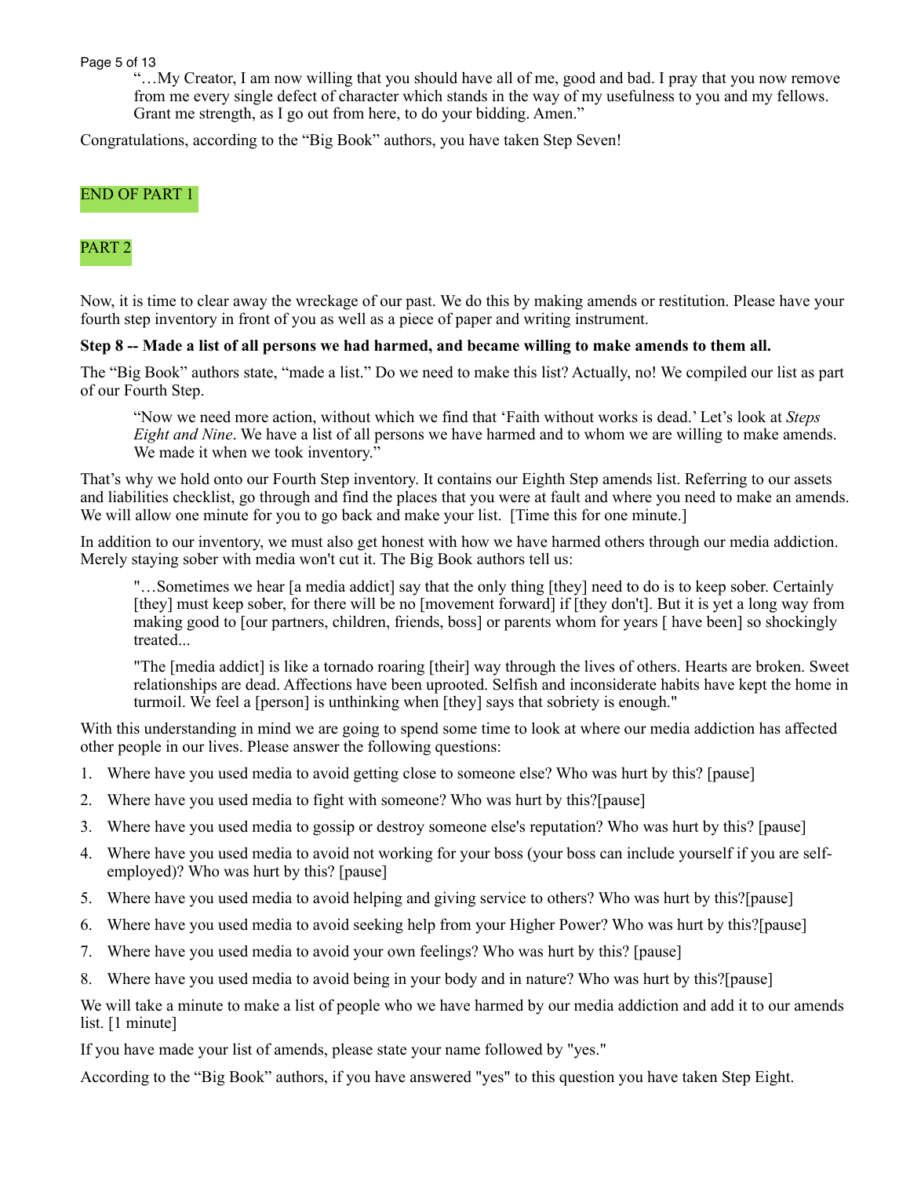> "…My Creator, I am now willing that you should have all of me, good and bad. I pray that you now remove from me every single defect of character which stands in the way of my usefulness to you and my fellows. Grant me strength, as I go out from here, to do your bidding. Amen."

Congratulations, according to the "Big Book" authors, you have taken Step Seven!

END OF PART 1

PART 2

Now, it is time to clear away the wreckage of our past. We do this by making amends or restitution. Please have your fourth step inventory in front of you as well as a piece of paper and writing instrument.

**Step 8 -- Made a list of all persons we had harmed, and became willing to make amends to them all.**

The "Big Book" authors state, "made a list." Do we need to make this list? Actually, no! We compiled our list as part of our Fourth Step.

> "Now we need more action, without which we find that 'Faith without works is dead.' Let's look at *Steps Eight and Nine*. We have a list of all persons we have harmed and to whom we are willing to make amends. We made it when we took inventory."

That's why we hold onto our Fourth Step inventory. It contains our Eighth Step amends list. Referring to our assets and liabilities checklist, go through and find the places that you were at fault and where you need to make an amends. We will allow one minute for you to go back and make your list. [Time this for one minute.]

In addition to our inventory, we must also get honest with how we have harmed others through our media addiction. Merely staying sober with media won't cut it. The Big Book authors tell us:

> "…Sometimes we hear [a media addict] say that the only thing [they] need to do is to keep sober. Certainly [they] must keep sober, for there will be no [movement forward] if [they don't]. But it is yet a long way from making good to [our partners, children, friends, boss] or parents whom for years [ have been] so shockingly treated...
>
> "The [media addict] is like a tornado roaring [their] way through the lives of others. Hearts are broken. Sweet relationships are dead. Affections have been uprooted. Selfish and inconsiderate habits have kept the home in turmoil. We feel a [person] is unthinking when [they] says that sobriety is enough."

With this understanding in mind we are going to spend some time to look at where our media addiction has affected other people in our lives. Please answer the following questions:

1. Where have you used media to avoid getting close to someone else? Who was hurt by this? [pause]
2. Where have you used media to fight with someone? Who was hurt by this?[pause]
3. Where have you used media to gossip or destroy someone else's reputation? Who was hurt by this? [pause]
4. Where have you used media to avoid not working for your boss (your boss can include yourself if you are self-employed)? Who was hurt by this? [pause]
5. Where have you used media to avoid helping and giving service to others? Who was hurt by this?[pause]
6. Where have you used media to avoid seeking help from your Higher Power? Who was hurt by this?[pause]
7. Where have you used media to avoid your own feelings? Who was hurt by this? [pause]
8. Where have you used media to avoid being in your body and in nature? Who was hurt by this?[pause]

We will take a minute to make a list of people who we have harmed by our media addiction and add it to our amends list. [1 minute]

If you have made your list of amends, please state your name followed by "yes."

According to the "Big Book" authors, if you have answered "yes" to this question you have taken Step Eight.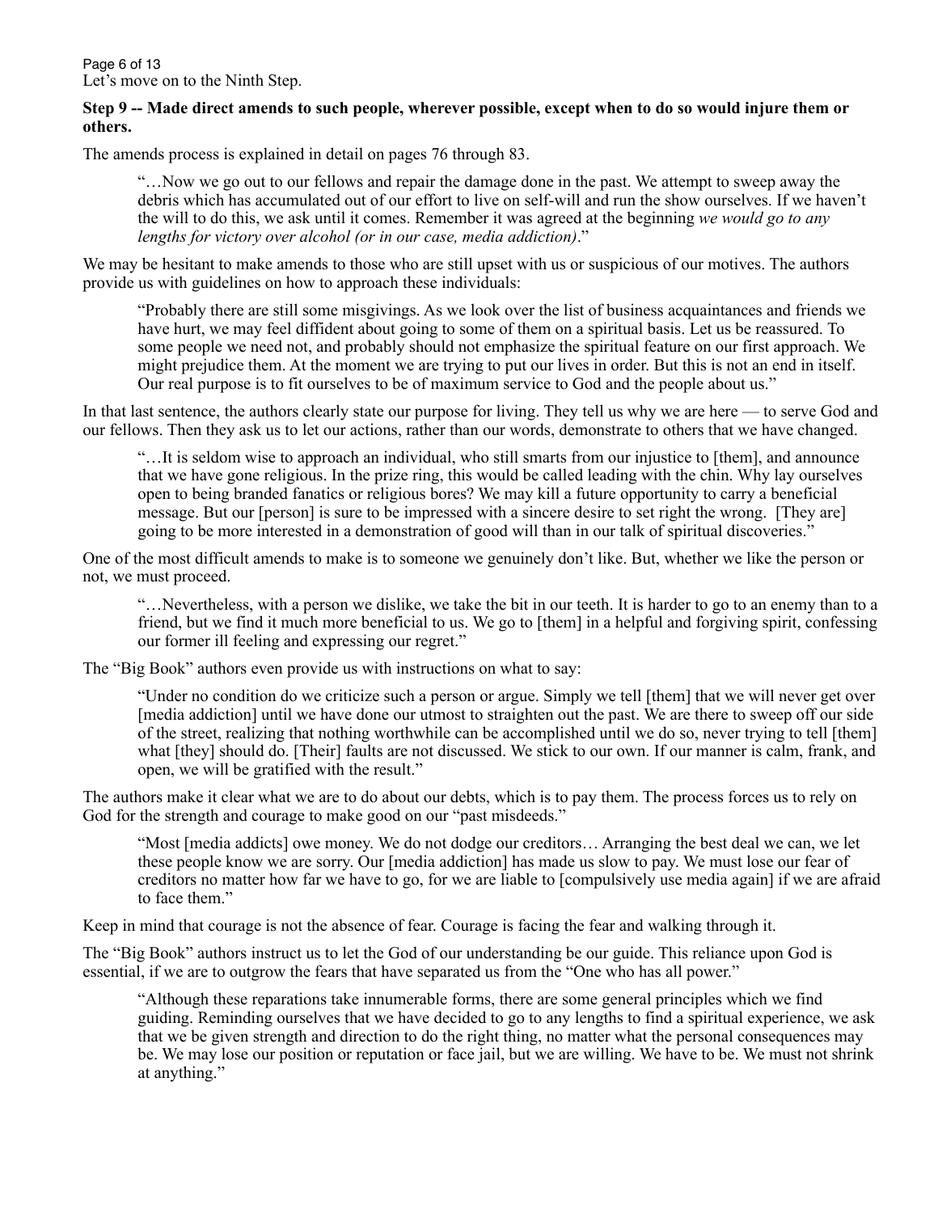Let's move on to the Ninth Step.

**Step 9 -- Made direct amends to such people, wherever possible, except when to do so would injure them or others.**

The amends process is explained in detail on pages 76 through 83.

> "…Now we go out to our fellows and repair the damage done in the past. We attempt to sweep away the debris which has accumulated out of our effort to live on self-will and run the show ourselves. If we haven't the will to do this, we ask until it comes. Remember it was agreed at the beginning *we would go to any lengths for victory over alcohol (or in our case, media addiction)*."

We may be hesitant to make amends to those who are still upset with us or suspicious of our motives. The authors provide us with guidelines on how to approach these individuals:

> "Probably there are still some misgivings. As we look over the list of business acquaintances and friends we have hurt, we may feel diffident about going to some of them on a spiritual basis. Let us be reassured. To some people we need not, and probably should not emphasize the spiritual feature on our first approach. We might prejudice them. At the moment we are trying to put our lives in order. But this is not an end in itself. Our real purpose is to fit ourselves to be of maximum service to God and the people about us."

In that last sentence, the authors clearly state our purpose for living. They tell us why we are here — to serve God and our fellows. Then they ask us to let our actions, rather than our words, demonstrate to others that we have changed.

> "…It is seldom wise to approach an individual, who still smarts from our injustice to [them], and announce that we have gone religious. In the prize ring, this would be called leading with the chin. Why lay ourselves open to being branded fanatics or religious bores? We may kill a future opportunity to carry a beneficial message. But our [person] is sure to be impressed with a sincere desire to set right the wrong. [They are] going to be more interested in a demonstration of good will than in our talk of spiritual discoveries."

One of the most difficult amends to make is to someone we genuinely don't like. But, whether we like the person or not, we must proceed.

> "…Nevertheless, with a person we dislike, we take the bit in our teeth. It is harder to go to an enemy than to a friend, but we find it much more beneficial to us. We go to [them] in a helpful and forgiving spirit, confessing our former ill feeling and expressing our regret."

The "Big Book" authors even provide us with instructions on what to say:

> "Under no condition do we criticize such a person or argue. Simply we tell [them] that we will never get over [media addiction] until we have done our utmost to straighten out the past. We are there to sweep off our side of the street, realizing that nothing worthwhile can be accomplished until we do so, never trying to tell [them] what [they] should do. [Their] faults are not discussed. We stick to our own. If our manner is calm, frank, and open, we will be gratified with the result."

The authors make it clear what we are to do about our debts, which is to pay them. The process forces us to rely on God for the strength and courage to make good on our "past misdeeds."

> "Most [media addicts] owe money. We do not dodge our creditors… Arranging the best deal we can, we let these people know we are sorry. Our [media addiction] has made us slow to pay. We must lose our fear of creditors no matter how far we have to go, for we are liable to [compulsively use media again] if we are afraid to face them."

Keep in mind that courage is not the absence of fear. Courage is facing the fear and walking through it.

The "Big Book" authors instruct us to let the God of our understanding be our guide. This reliance upon God is essential, if we are to outgrow the fears that have separated us from the "One who has all power."

> "Although these reparations take innumerable forms, there are some general principles which we find guiding. Reminding ourselves that we have decided to go to any lengths to find a spiritual experience, we ask that we be given strength and direction to do the right thing, no matter what the personal consequences may be. We may lose our position or reputation or face jail, but we are willing. We have to be. We must not shrink at anything."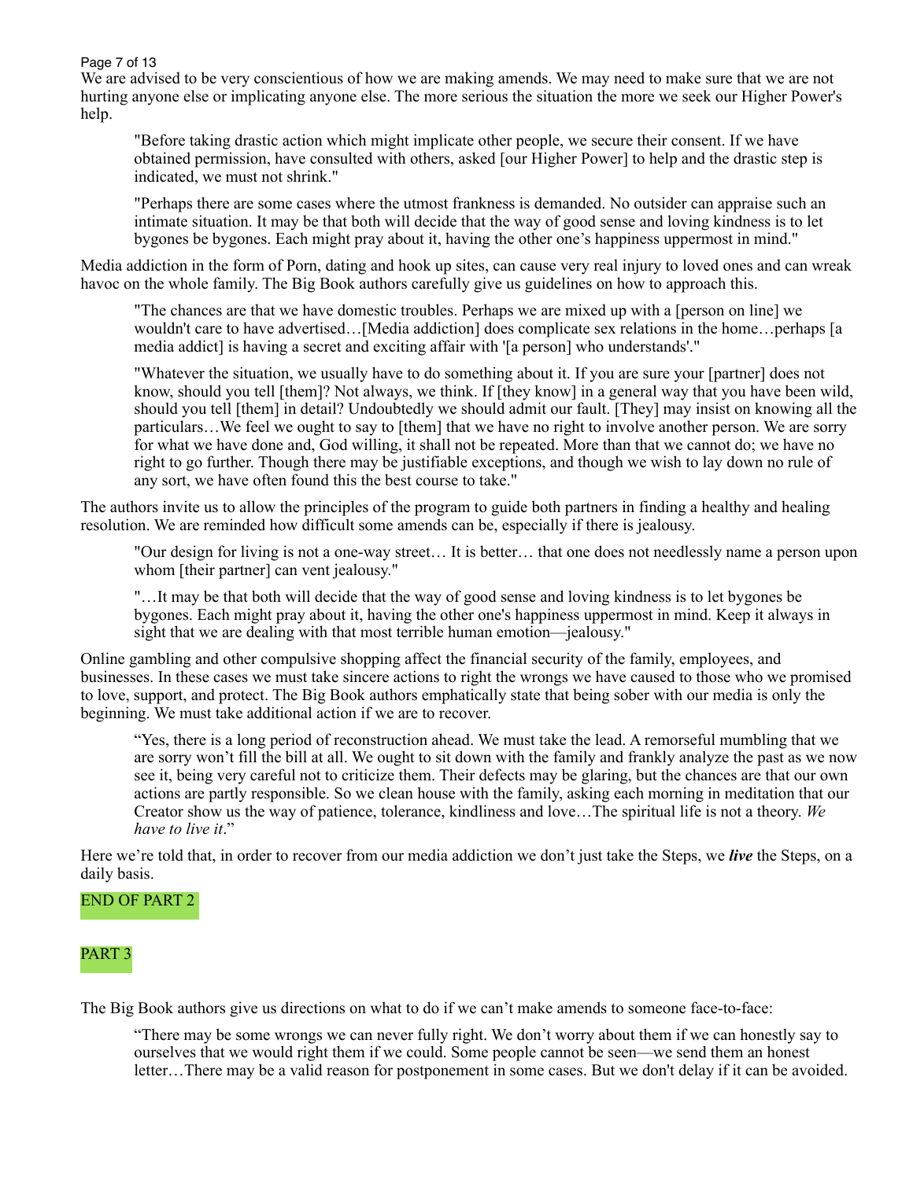We are advised to be very conscientious of how we are making amends. We may need to make sure that we are not hurting anyone else or implicating anyone else. The more serious the situation the more we seek our Higher Power's help.

> "Before taking drastic action which might implicate other people, we secure their consent. If we have obtained permission, have consulted with others, asked [our Higher Power] to help and the drastic step is indicated, we must not shrink."

> "Perhaps there are some cases where the utmost frankness is demanded. No outsider can appraise such an intimate situation. It may be that both will decide that the way of good sense and loving kindness is to let bygones be bygones. Each might pray about it, having the other one's happiness uppermost in mind."

Media addiction in the form of Porn, dating and hook up sites, can cause very real injury to loved ones and can wreak havoc on the whole family. The Big Book authors carefully give us guidelines on how to approach this.

> "The chances are that we have domestic troubles. Perhaps we are mixed up with a [person on line] we wouldn't care to have advertised…[Media addiction] does complicate sex relations in the home…perhaps [a media addict] is having a secret and exciting affair with '[a person] who understands'."

> "Whatever the situation, we usually have to do something about it. If you are sure your [partner] does not know, should you tell [them]? Not always, we think. If [they know] in a general way that you have been wild, should you tell [them] in detail? Undoubtedly we should admit our fault. [They] may insist on knowing all the particulars…We feel we ought to say to [them] that we have no right to involve another person. We are sorry for what we have done and, God willing, it shall not be repeated. More than that we cannot do; we have no right to go further. Though there may be justifiable exceptions, and though we wish to lay down no rule of any sort, we have often found this the best course to take."

The authors invite us to allow the principles of the program to guide both partners in finding a healthy and healing resolution. We are reminded how difficult some amends can be, especially if there is jealousy.

> "Our design for living is not a one-way street… It is better… that one does not needlessly name a person upon whom [their partner] can vent jealousy."

> "…It may be that both will decide that the way of good sense and loving kindness is to let bygones be bygones. Each might pray about it, having the other one's happiness uppermost in mind. Keep it always in sight that we are dealing with that most terrible human emotion—jealousy."

Online gambling and other compulsive shopping affect the financial security of the family, employees, and businesses. In these cases we must take sincere actions to right the wrongs we have caused to those who we promised to love, support, and protect. The Big Book authors emphatically state that being sober with our media is only the beginning. We must take additional action if we are to recover.

> "Yes, there is a long period of reconstruction ahead. We must take the lead. A remorseful mumbling that we are sorry won't fill the bill at all. We ought to sit down with the family and frankly analyze the past as we now see it, being very careful not to criticize them. Their defects may be glaring, but the chances are that our own actions are partly responsible. So we clean house with the family, asking each morning in meditation that our Creator show us the way of patience, tolerance, kindliness and love…The spiritual life is not a theory. *We have to live it*."

Here we're told that, in order to recover from our media addiction we don't just take the Steps, we ***live*** the Steps, on a daily basis.

END OF PART 2

PART 3

The Big Book authors give us directions on what to do if we can't make amends to someone face-to-face:

> "There may be some wrongs we can never fully right. We don't worry about them if we can honestly say to ourselves that we would right them if we could. Some people cannot be seen—we send them an honest letter…There may be a valid reason for postponement in some cases. But we don't delay if it can be avoided.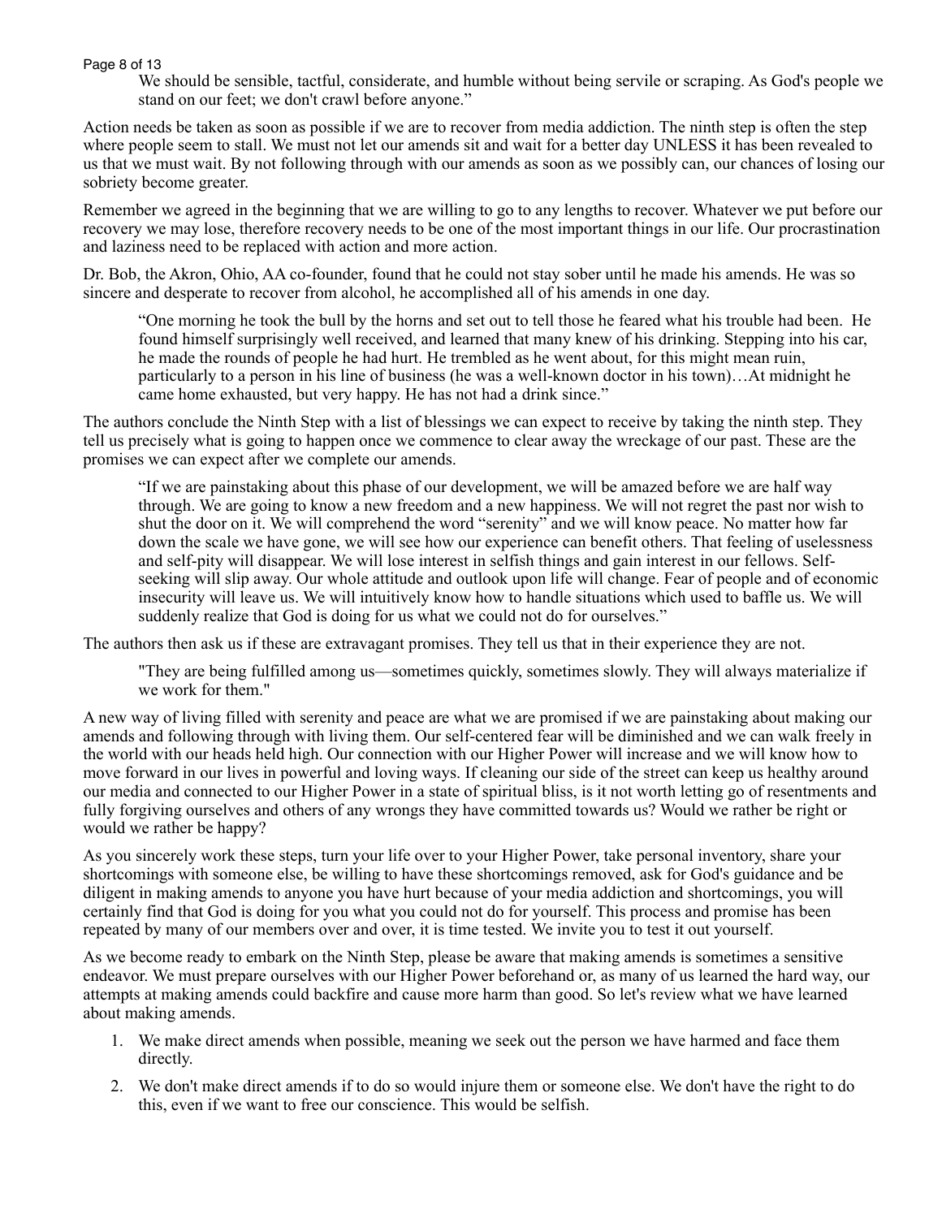> We should be sensible, tactful, considerate, and humble without being servile or scraping. As God's people we stand on our feet; we don't crawl before anyone."

Action needs be taken as soon as possible if we are to recover from media addiction. The ninth step is often the step where people seem to stall. We must not let our amends sit and wait for a better day UNLESS it has been revealed to us that we must wait. By not following through with our amends as soon as we possibly can, our chances of losing our sobriety become greater.

Remember we agreed in the beginning that we are willing to go to any lengths to recover. Whatever we put before our recovery we may lose, therefore recovery needs to be one of the most important things in our life. Our procrastination and laziness need to be replaced with action and more action.

Dr. Bob, the Akron, Ohio, AA co-founder, found that he could not stay sober until he made his amends. He was so sincere and desperate to recover from alcohol, he accomplished all of his amends in one day.

> "One morning he took the bull by the horns and set out to tell those he feared what his trouble had been. He found himself surprisingly well received, and learned that many knew of his drinking. Stepping into his car, he made the rounds of people he had hurt. He trembled as he went about, for this might mean ruin, particularly to a person in his line of business (he was a well-known doctor in his town)…At midnight he came home exhausted, but very happy. He has not had a drink since."

The authors conclude the Ninth Step with a list of blessings we can expect to receive by taking the ninth step. They tell us precisely what is going to happen once we commence to clear away the wreckage of our past. These are the promises we can expect after we complete our amends.

> "If we are painstaking about this phase of our development, we will be amazed before we are half way through. We are going to know a new freedom and a new happiness. We will not regret the past nor wish to shut the door on it. We will comprehend the word "serenity" and we will know peace. No matter how far down the scale we have gone, we will see how our experience can benefit others. That feeling of uselessness and self-pity will disappear. We will lose interest in selfish things and gain interest in our fellows. Self-seeking will slip away. Our whole attitude and outlook upon life will change. Fear of people and of economic insecurity will leave us. We will intuitively know how to handle situations which used to baffle us. We will suddenly realize that God is doing for us what we could not do for ourselves."

The authors then ask us if these are extravagant promises. They tell us that in their experience they are not.

> "They are being fulfilled among us—sometimes quickly, sometimes slowly. They will always materialize if we work for them."

A new way of living filled with serenity and peace are what we are promised if we are painstaking about making our amends and following through with living them. Our self-centered fear will be diminished and we can walk freely in the world with our heads held high. Our connection with our Higher Power will increase and we will know how to move forward in our lives in powerful and loving ways. If cleaning our side of the street can keep us healthy around our media and connected to our Higher Power in a state of spiritual bliss, is it not worth letting go of resentments and fully forgiving ourselves and others of any wrongs they have committed towards us? Would we rather be right or would we rather be happy?

As you sincerely work these steps, turn your life over to your Higher Power, take personal inventory, share your shortcomings with someone else, be willing to have these shortcomings removed, ask for God's guidance and be diligent in making amends to anyone you have hurt because of your media addiction and shortcomings, you will certainly find that God is doing for you what you could not do for yourself. This process and promise has been repeated by many of our members over and over, it is time tested. We invite you to test it out yourself.

As we become ready to embark on the Ninth Step, please be aware that making amends is sometimes a sensitive endeavor. We must prepare ourselves with our Higher Power beforehand or, as many of us learned the hard way, our attempts at making amends could backfire and cause more harm than good. So let's review what we have learned about making amends.

1. We make direct amends when possible, meaning we seek out the person we have harmed and face them directly.
2. We don't make direct amends if to do so would injure them or someone else. We don't have the right to do this, even if we want to free our conscience. This would be selfish.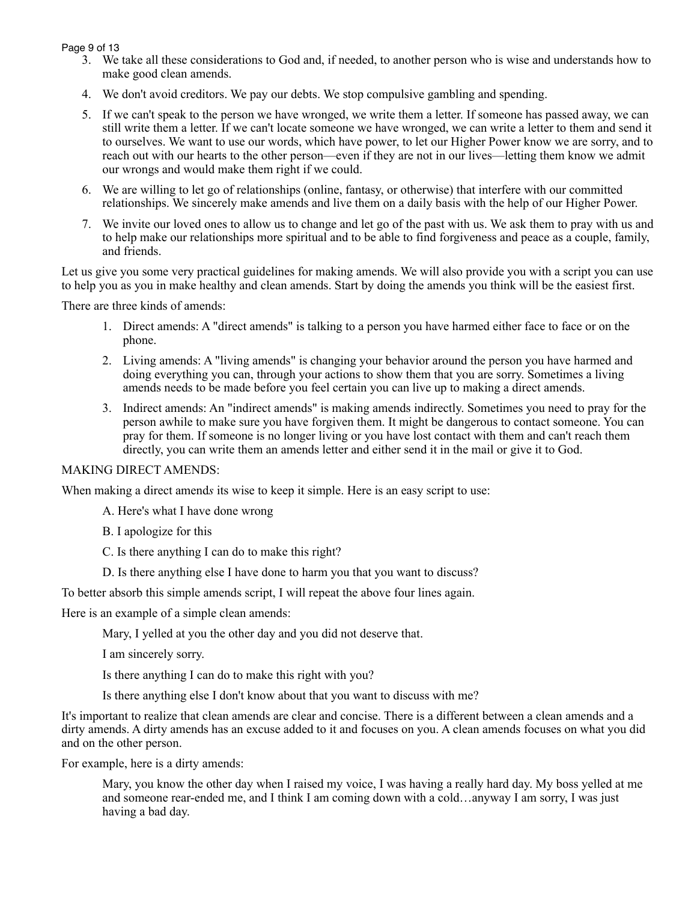3. We take all these considerations to God and, if needed, to another person who is wise and understands how to make good clean amends.
4. We don't avoid creditors. We pay our debts. We stop compulsive gambling and spending.
5. If we can't speak to the person we have wronged, we write them a letter. If someone has passed away, we can still write them a letter. If we can't locate someone we have wronged, we can write a letter to them and send it to ourselves. We want to use our words, which have power, to let our Higher Power know we are sorry, and to reach out with our hearts to the other person—even if they are not in our lives—letting them know we admit our wrongs and would make them right if we could.
6. We are willing to let go of relationships (online, fantasy, or otherwise) that interfere with our committed relationships. We sincerely make amends and live them on a daily basis with the help of our Higher Power.
7. We invite our loved ones to allow us to change and let go of the past with us. We ask them to pray with us and to help make our relationships more spiritual and to be able to find forgiveness and peace as a couple, family, and friends.

Let us give you some very practical guidelines for making amends. We will also provide you with a script you can use to help you as you in make healthy and clean amends. Start by doing the amends you think will be the easiest first.

There are three kinds of amends:

1. Direct amends: A "direct amends" is talking to a person you have harmed either face to face or on the phone.
2. Living amends: A "living amends" is changing your behavior around the person you have harmed and doing everything you can, through your actions to show them that you are sorry. Sometimes a living amends needs to be made before you feel certain you can live up to making a direct amends.
3. Indirect amends: An "indirect amends" is making amends indirectly. Sometimes you need to pray for the person awhile to make sure you have forgiven them. It might be dangerous to contact someone. You can pray for them. If someone is no longer living or you have lost contact with them and can't reach them directly, you can write them an amends letter and either send it in the mail or give it to God.

MAKING DIRECT AMENDS:

When making a direct amend*s* its wise to keep it simple. Here is an easy script to use:

> A. Here's what I have done wrong
>
> B. I apologize for this
>
> C. Is there anything I can do to make this right?
>
> D. Is there anything else I have done to harm you that you want to discuss?

To better absorb this simple amends script, I will repeat the above four lines again.

Here is an example of a simple clean amends:

> Mary, I yelled at you the other day and you did not deserve that.
>
> I am sincerely sorry.
>
> Is there anything I can do to make this right with you?
>
> Is there anything else I don't know about that you want to discuss with me?

It's important to realize that clean amends are clear and concise. There is a different between a clean amends and a dirty amends. A dirty amends has an excuse added to it and focuses on you. A clean amends focuses on what you did and on the other person.

For example, here is a dirty amends:

> Mary, you know the other day when I raised my voice, I was having a really hard day. My boss yelled at me and someone rear-ended me, and I think I am coming down with a cold…anyway I am sorry, I was just having a bad day.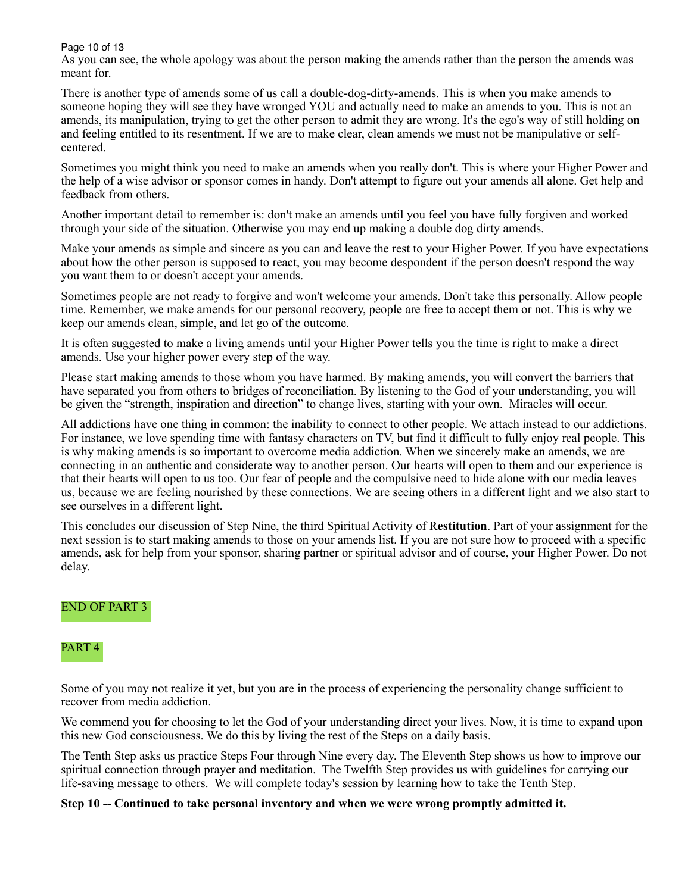As you can see, the whole apology was about the person making the amends rather than the person the amends was meant for.

There is another type of amends some of us call a double-dog-dirty-amends. This is when you make amends to someone hoping they will see they have wronged YOU and actually need to make an amends to you. This is not an amends, its manipulation, trying to get the other person to admit they are wrong. It's the ego's way of still holding on and feeling entitled to its resentment. If we are to make clear, clean amends we must not be manipulative or self-centered.

Sometimes you might think you need to make an amends when you really don't. This is where your Higher Power and the help of a wise advisor or sponsor comes in handy. Don't attempt to figure out your amends all alone. Get help and feedback from others.

Another important detail to remember is: don't make an amends until you feel you have fully forgiven and worked through your side of the situation. Otherwise you may end up making a double dog dirty amends.

Make your amends as simple and sincere as you can and leave the rest to your Higher Power. If you have expectations about how the other person is supposed to react, you may become despondent if the person doesn't respond the way you want them to or doesn't accept your amends.

Sometimes people are not ready to forgive and won't welcome your amends. Don't take this personally. Allow people time. Remember, we make amends for our personal recovery, people are free to accept them or not. This is why we keep our amends clean, simple, and let go of the outcome.

It is often suggested to make a living amends until your Higher Power tells you the time is right to make a direct amends. Use your higher power every step of the way.

Please start making amends to those whom you have harmed. By making amends, you will convert the barriers that have separated you from others to bridges of reconciliation. By listening to the God of your understanding, you will be given the "strength, inspiration and direction" to change lives, starting with your own. Miracles will occur.

All addictions have one thing in common: the inability to connect to other people. We attach instead to our addictions. For instance, we love spending time with fantasy characters on TV, but find it difficult to fully enjoy real people. This is why making amends is so important to overcome media addiction. When we sincerely make an amends, we are connecting in an authentic and considerate way to another person. Our hearts will open to them and our experience is that their hearts will open to us too. Our fear of people and the compulsive need to hide alone with our media leaves us, because we are feeling nourished by these connections. We are seeing others in a different light and we also start to see ourselves in a different light.

This concludes our discussion of Step Nine, the third Spiritual Activity of R**estitution**. Part of your assignment for the next session is to start making amends to those on your amends list. If you are not sure how to proceed with a specific amends, ask for help from your sponsor, sharing partner or spiritual advisor and of course, your Higher Power. Do not delay.

END OF PART 3

PART 4

Some of you may not realize it yet, but you are in the process of experiencing the personality change sufficient to recover from media addiction.

We commend you for choosing to let the God of your understanding direct your lives. Now, it is time to expand upon this new God consciousness. We do this by living the rest of the Steps on a daily basis.

The Tenth Step asks us practice Steps Four through Nine every day. The Eleventh Step shows us how to improve our spiritual connection through prayer and meditation. The Twelfth Step provides us with guidelines for carrying our life-saving message to others. We will complete today's session by learning how to take the Tenth Step.

**Step 10 -- Continued to take personal inventory and when we were wrong promptly admitted it.**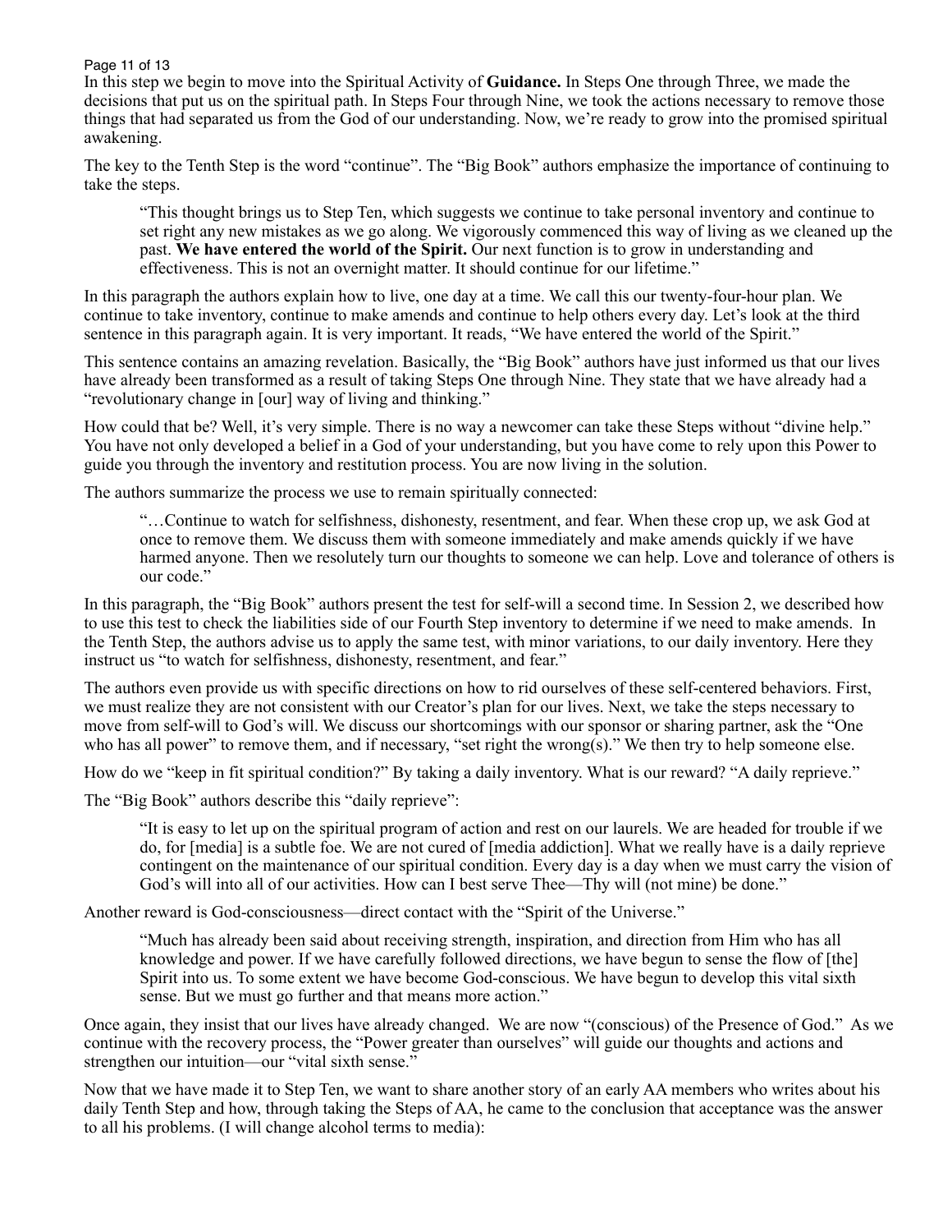In this step we begin to move into the Spiritual Activity of **Guidance.** In Steps One through Three, we made the decisions that put us on the spiritual path. In Steps Four through Nine, we took the actions necessary to remove those things that had separated us from the God of our understanding. Now, we're ready to grow into the promised spiritual awakening.

The key to the Tenth Step is the word "continue". The "Big Book" authors emphasize the importance of continuing to take the steps.

> "This thought brings us to Step Ten, which suggests we continue to take personal inventory and continue to set right any new mistakes as we go along. We vigorously commenced this way of living as we cleaned up the past. **We have entered the world of the Spirit.** Our next function is to grow in understanding and effectiveness. This is not an overnight matter. It should continue for our lifetime."

In this paragraph the authors explain how to live, one day at a time. We call this our twenty-four-hour plan. We continue to take inventory, continue to make amends and continue to help others every day. Let's look at the third sentence in this paragraph again. It is very important. It reads, "We have entered the world of the Spirit."

This sentence contains an amazing revelation. Basically, the "Big Book" authors have just informed us that our lives have already been transformed as a result of taking Steps One through Nine. They state that we have already had a "revolutionary change in [our] way of living and thinking."

How could that be? Well, it's very simple. There is no way a newcomer can take these Steps without "divine help." You have not only developed a belief in a God of your understanding, but you have come to rely upon this Power to guide you through the inventory and restitution process. You are now living in the solution.

The authors summarize the process we use to remain spiritually connected:

> "…Continue to watch for selfishness, dishonesty, resentment, and fear. When these crop up, we ask God at once to remove them. We discuss them with someone immediately and make amends quickly if we have harmed anyone. Then we resolutely turn our thoughts to someone we can help. Love and tolerance of others is our code."

In this paragraph, the "Big Book" authors present the test for self-will a second time. In Session 2, we described how to use this test to check the liabilities side of our Fourth Step inventory to determine if we need to make amends. In the Tenth Step, the authors advise us to apply the same test, with minor variations, to our daily inventory. Here they instruct us "to watch for selfishness, dishonesty, resentment, and fear."

The authors even provide us with specific directions on how to rid ourselves of these self-centered behaviors. First, we must realize they are not consistent with our Creator's plan for our lives. Next, we take the steps necessary to move from self-will to God's will. We discuss our shortcomings with our sponsor or sharing partner, ask the "One who has all power" to remove them, and if necessary, "set right the wrong(s)." We then try to help someone else.

How do we "keep in fit spiritual condition?" By taking a daily inventory. What is our reward? "A daily reprieve."

The "Big Book" authors describe this "daily reprieve":

> "It is easy to let up on the spiritual program of action and rest on our laurels. We are headed for trouble if we do, for [media] is a subtle foe. We are not cured of [media addiction]. What we really have is a daily reprieve contingent on the maintenance of our spiritual condition. Every day is a day when we must carry the vision of God's will into all of our activities. How can I best serve Thee—Thy will (not mine) be done."

Another reward is God-consciousness—direct contact with the "Spirit of the Universe."

> "Much has already been said about receiving strength, inspiration, and direction from Him who has all knowledge and power. If we have carefully followed directions, we have begun to sense the flow of [the] Spirit into us. To some extent we have become God-conscious. We have begun to develop this vital sixth sense. But we must go further and that means more action."

Once again, they insist that our lives have already changed. We are now "(conscious) of the Presence of God." As we continue with the recovery process, the "Power greater than ourselves" will guide our thoughts and actions and strengthen our intuition—our "vital sixth sense."

Now that we have made it to Step Ten, we want to share another story of an early AA members who writes about his daily Tenth Step and how, through taking the Steps of AA, he came to the conclusion that acceptance was the answer to all his problems. (I will change alcohol terms to media):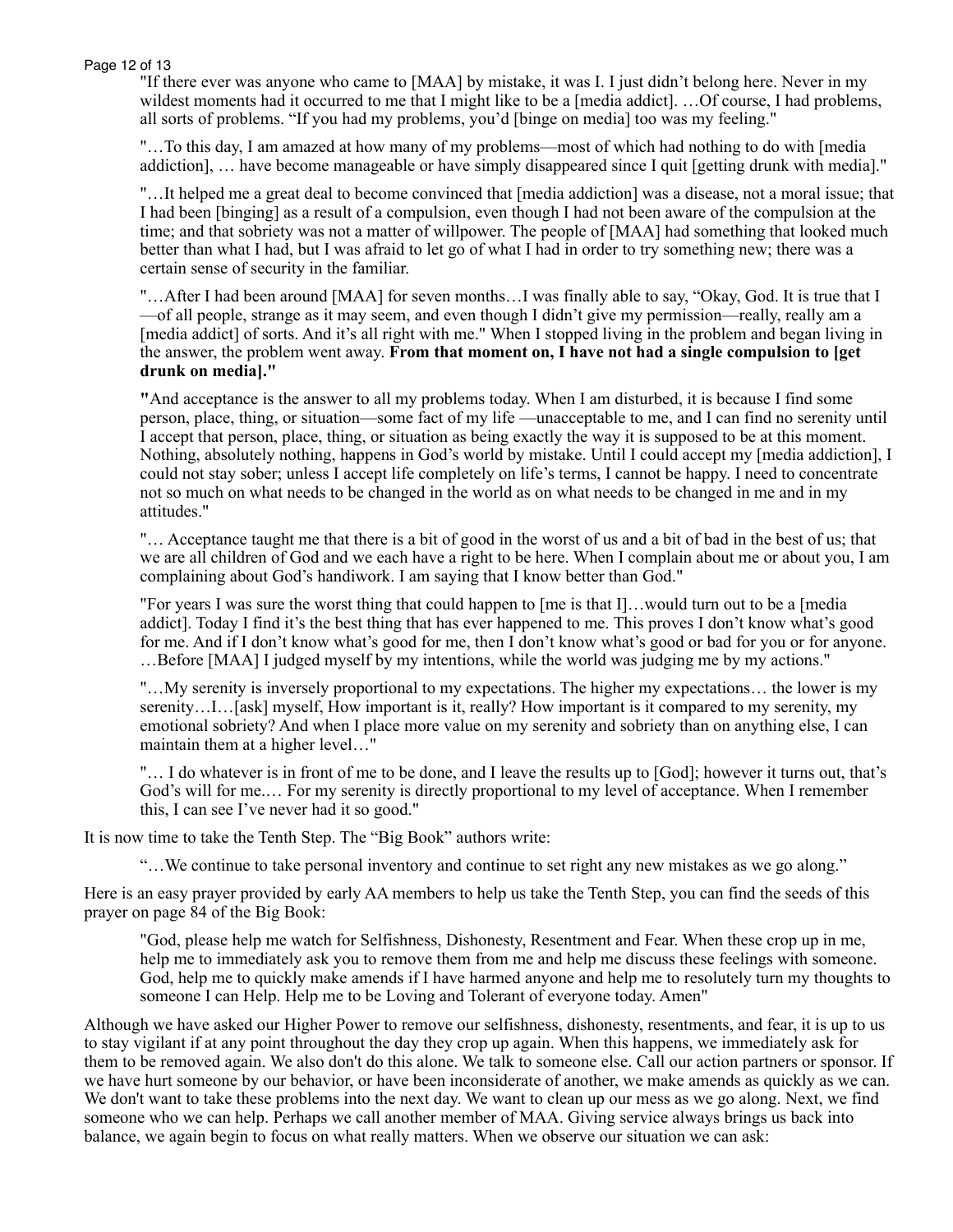"If there ever was anyone who came to [MAA] by mistake, it was I. I just didn't belong here. Never in my wildest moments had it occurred to me that I might like to be a [media addict]. …Of course, I had problems, all sorts of problems. "If you had my problems, you'd [binge on media] too was my feeling."

"…To this day, I am amazed at how many of my problems—most of which had nothing to do with [media addiction], … have become manageable or have simply disappeared since I quit [getting drunk with media]."

"…It helped me a great deal to become convinced that [media addiction] was a disease, not a moral issue; that I had been [binging] as a result of a compulsion, even though I had not been aware of the compulsion at the time; and that sobriety was not a matter of willpower. The people of [MAA] had something that looked much better than what I had, but I was afraid to let go of what I had in order to try something new; there was a certain sense of security in the familiar.

"…After I had been around [MAA] for seven months…I was finally able to say, "Okay, God. It is true that I—of all people, strange as it may seem, and even though I didn't give my permission—really, really am a [media addict] of sorts. And it's all right with me." When I stopped living in the problem and began living in the answer, the problem went away. **From that moment on, I have not had a single compulsion to [get drunk on media]."**

**"**And acceptance is the answer to all my problems today. When I am disturbed, it is because I find some person, place, thing, or situation—some fact of my life —unacceptable to me, and I can find no serenity until I accept that person, place, thing, or situation as being exactly the way it is supposed to be at this moment. Nothing, absolutely nothing, happens in God's world by mistake. Until I could accept my [media addiction], I could not stay sober; unless I accept life completely on life's terms, I cannot be happy. I need to concentrate not so much on what needs to be changed in the world as on what needs to be changed in me and in my attitudes."

"… Acceptance taught me that there is a bit of good in the worst of us and a bit of bad in the best of us; that we are all children of God and we each have a right to be here. When I complain about me or about you, I am complaining about God's handiwork. I am saying that I know better than God."

"For years I was sure the worst thing that could happen to [me is that I]…would turn out to be a [media addict]. Today I find it's the best thing that has ever happened to me. This proves I don't know what's good for me. And if I don't know what's good for me, then I don't know what's good or bad for you or for anyone. …Before [MAA] I judged myself by my intentions, while the world was judging me by my actions."

"…My serenity is inversely proportional to my expectations. The higher my expectations… the lower is my serenity…I…[ask] myself, How important is it, really? How important is it compared to my serenity, my emotional sobriety? And when I place more value on my serenity and sobriety than on anything else, I can maintain them at a higher level…"

"… I do whatever is in front of me to be done, and I leave the results up to [God]; however it turns out, that's God's will for me.… For my serenity is directly proportional to my level of acceptance. When I remember this, I can see I've never had it so good."

It is now time to take the Tenth Step. The "Big Book" authors write:

"…We continue to take personal inventory and continue to set right any new mistakes as we go along."

Here is an easy prayer provided by early AA members to help us take the Tenth Step, you can find the seeds of this prayer on page 84 of the Big Book:

"God, please help me watch for Selfishness, Dishonesty, Resentment and Fear. When these crop up in me, help me to immediately ask you to remove them from me and help me discuss these feelings with someone. God, help me to quickly make amends if I have harmed anyone and help me to resolutely turn my thoughts to someone I can Help. Help me to be Loving and Tolerant of everyone today. Amen"

Although we have asked our Higher Power to remove our selfishness, dishonesty, resentments, and fear, it is up to us to stay vigilant if at any point throughout the day they crop up again. When this happens, we immediately ask for them to be removed again. We also don't do this alone. We talk to someone else. Call our action partners or sponsor. If we have hurt someone by our behavior, or have been inconsiderate of another, we make amends as quickly as we can. We don't want to take these problems into the next day. We want to clean up our mess as we go along. Next, we find someone who we can help. Perhaps we call another member of MAA. Giving service always brings us back into balance, we again begin to focus on what really matters. When we observe our situation we can ask: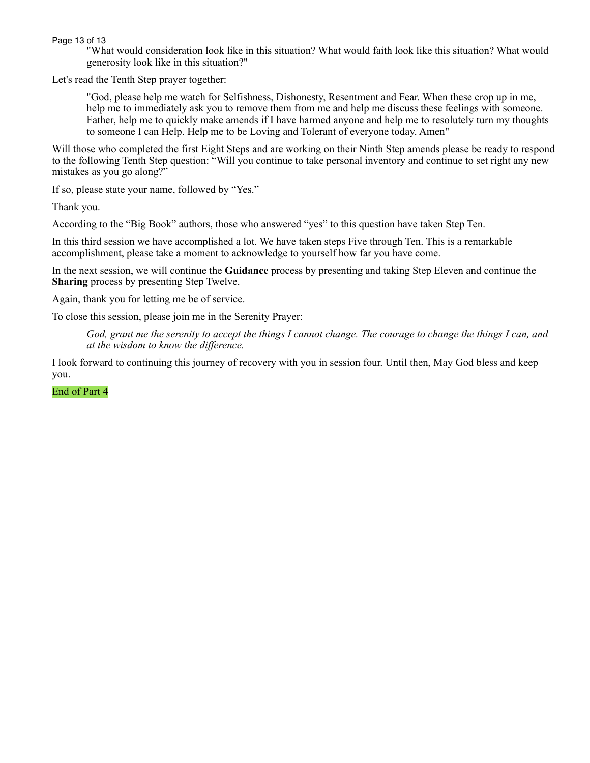> "What would consideration look like in this situation? What would faith look like this situation? What would generosity look like in this situation?"

Let's read the Tenth Step prayer together:

> "God, please help me watch for Selfishness, Dishonesty, Resentment and Fear. When these crop up in me, help me to immediately ask you to remove them from me and help me discuss these feelings with someone. Father, help me to quickly make amends if I have harmed anyone and help me to resolutely turn my thoughts to someone I can Help. Help me to be Loving and Tolerant of everyone today. Amen"

Will those who completed the first Eight Steps and are working on their Ninth Step amends please be ready to respond to the following Tenth Step question: "Will you continue to take personal inventory and continue to set right any new mistakes as you go along?"

If so, please state your name, followed by "Yes."

Thank you.

According to the "Big Book" authors, those who answered "yes" to this question have taken Step Ten.

In this third session we have accomplished a lot. We have taken steps Five through Ten. This is a remarkable accomplishment, please take a moment to acknowledge to yourself how far you have come.

In the next session, we will continue the **Guidance** process by presenting and taking Step Eleven and continue the **Sharing** process by presenting Step Twelve.

Again, thank you for letting me be of service.

To close this session, please join me in the Serenity Prayer:

> *God, grant me the serenity to accept the things I cannot change. The courage to change the things I can, and at the wisdom to know the difference.*

I look forward to continuing this journey of recovery with you in session four. Until then, May God bless and keep you.

End of Part 4